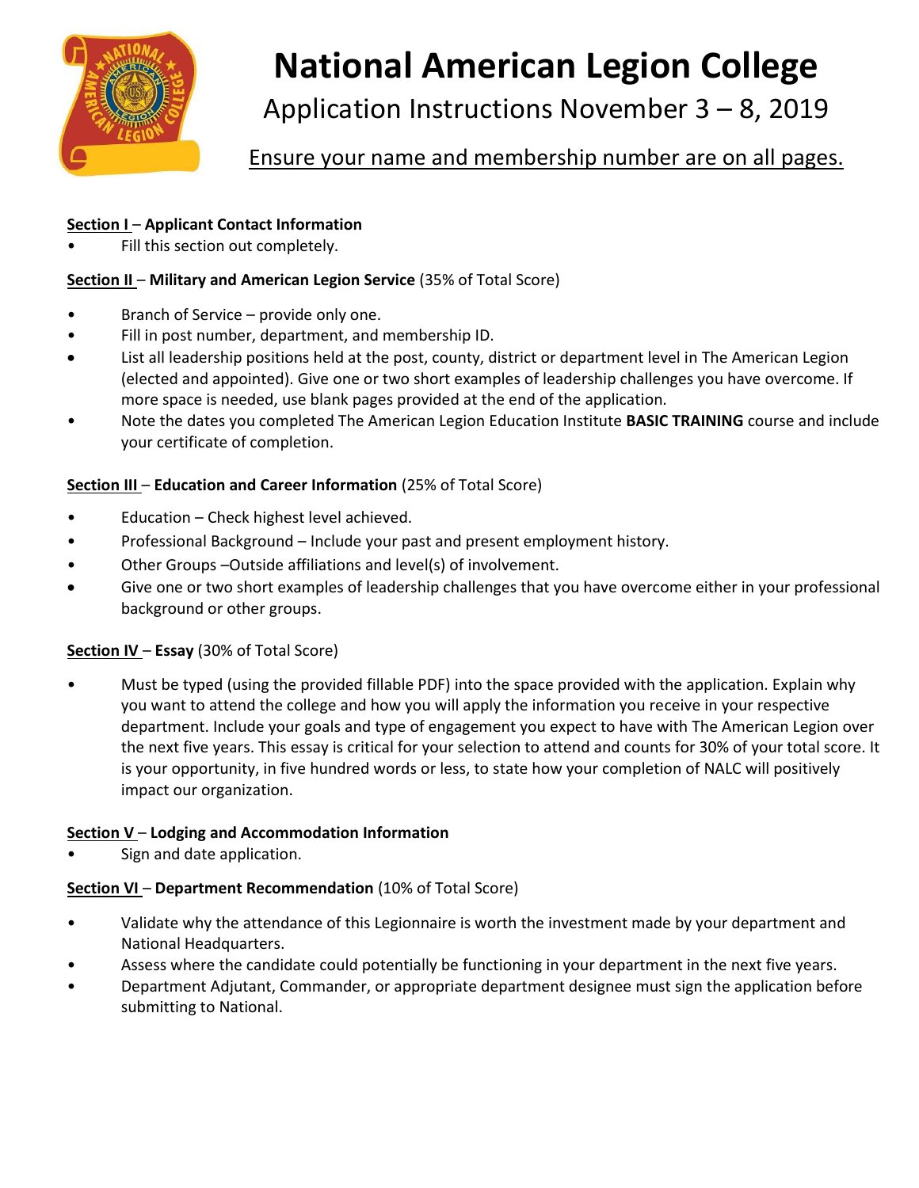# National American Legion College

## Application Instructions November 3 – 8, 2019

<u>Ensure your name and membership number are on all pages.</u>

**<u>Section I</u> – Applicant Contact Information**

- Fill this section out completely.

**<u>Section II</u> – Military and American Legion Service** (35% of Total Score)

- Branch of Service – provide only one.
- Fill in post number, department, and membership ID.
- List all leadership positions held at the post, county, district or department level in The American Legion (elected and appointed). Give one or two short examples of leadership challenges you have overcome. If more space is needed, use blank pages provided at the end of the application.
- Note the dates you completed The American Legion Education Institute **BASIC TRAINING** course and include your certificate of completion.

**<u>Section III</u> – Education and Career Information** (25% of Total Score)

- Education – Check highest level achieved.
- Professional Background – Include your past and present employment history.
- Other Groups –Outside affiliations and level(s) of involvement.
- Give one or two short examples of leadership challenges that you have overcome either in your professional background or other groups.

**<u>Section IV</u> – Essay** (30% of Total Score)

- Must be typed (using the provided fillable PDF) into the space provided with the application. Explain why you want to attend the college and how you will apply the information you receive in your respective department. Include your goals and type of engagement you expect to have with The American Legion over the next five years. This essay is critical for your selection to attend and counts for 30% of your total score. It is your opportunity, in five hundred words or less, to state how your completion of NALC will positively impact our organization.

**<u>Section V</u> – Lodging and Accommodation Information**

- Sign and date application.

**<u>Section VI</u> – Department Recommendation** (10% of Total Score)

- Validate why the attendance of this Legionnaire is worth the investment made by your department and National Headquarters.
- Assess where the candidate could potentially be functioning in your department in the next five years.
- Department Adjutant, Commander, or appropriate department designee must sign the application before submitting to National.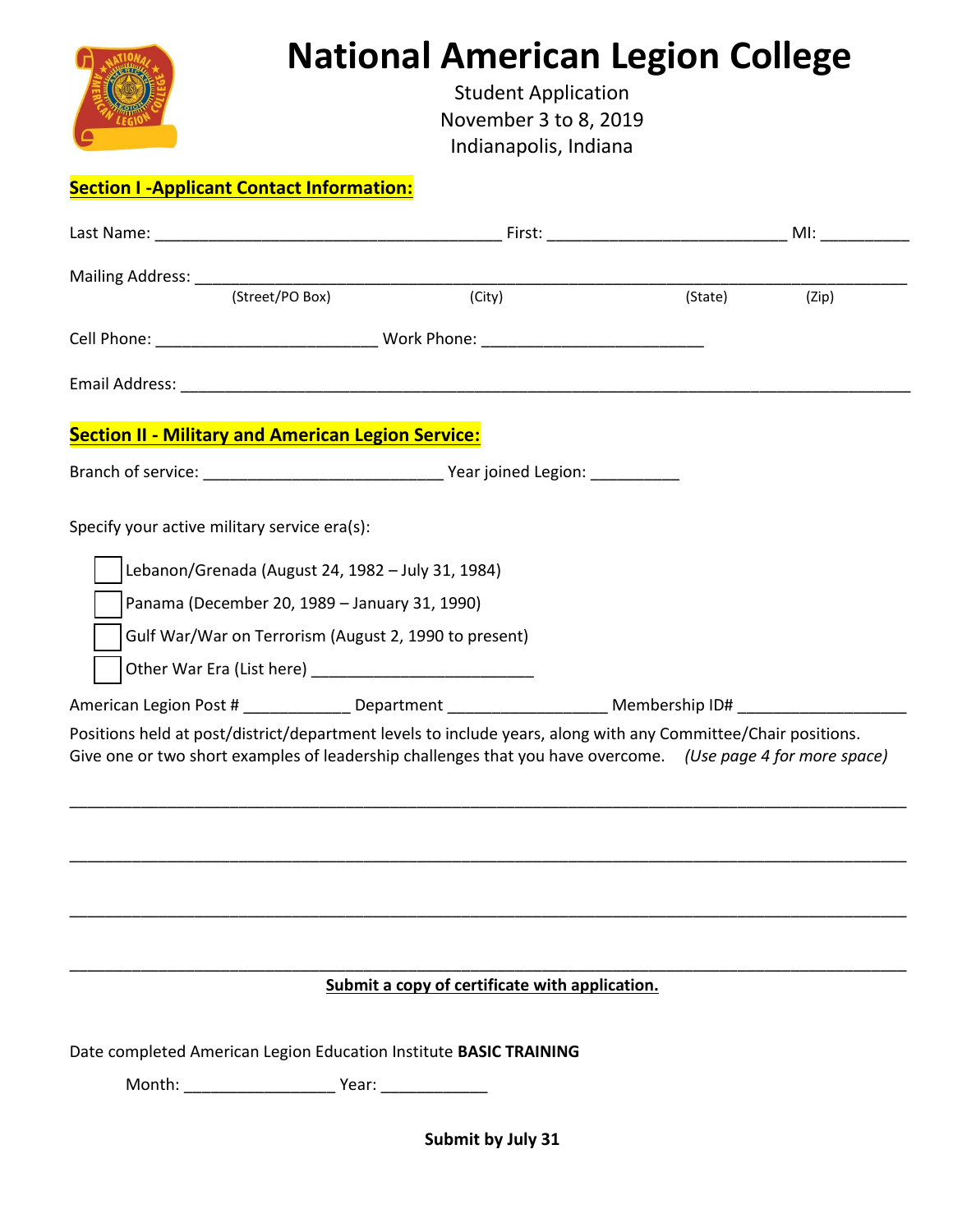# National American Legion College

Student Application
November 3 to 8, 2019
Indianapolis, Indiana

**Section I -Applicant Contact Information:**

Last Name: ______________________________________ First: __________________________ MI: __________

Mailing Address: ___________________________________________________________________________
(Street/PO Box) (City) (State) (Zip)

Cell Phone: ________________________ Work Phone: ________________________

Email Address: ______________________________________________________________________________

**Section II - Military and American Legion Service:**

Branch of service: __________________________ Year joined Legion: __________

Specify your active military service era(s):

- ☐ Lebanon/Grenada (August 24, 1982 – July 31, 1984)
- ☐ Panama (December 20, 1989 – January 31, 1990)
- ☐ Gulf War/War on Terrorism (August 2, 1990 to present)
- ☐ Other War Era (List here) ________________________

American Legion Post # ___________ Department _________________ Membership ID# __________________

Positions held at post/district/department levels to include years, along with any Committee/Chair positions. Give one or two short examples of leadership challenges that you have overcome. *(Use page 4 for more space)*

_____________________________________________________________________________________________

_____________________________________________________________________________________________

_____________________________________________________________________________________________

_____________________________________________________________________________________________

**Submit a copy of certificate with application.**

Date completed American Legion Education Institute **BASIC TRAINING**

Month: ________________ Year: ___________

**Submit by July 31**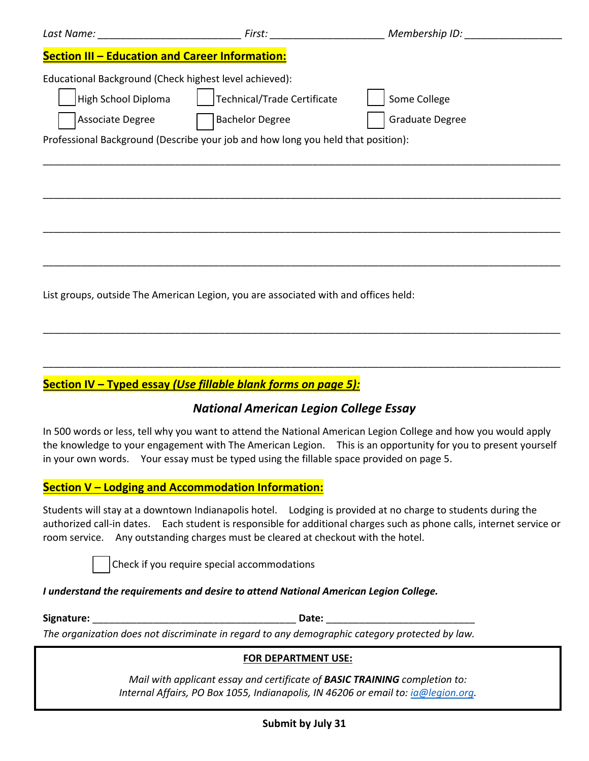Last Name: ________________________ First: ___________________ Membership ID: ________________

## Section III – Education and Career Information:

Educational Background (Check highest level achieved):

- ☐ High School Diploma
- ☐ Technical/Trade Certificate
- ☐ Some College
- ☐ Associate Degree
- ☐ Bachelor Degree
- ☐ Graduate Degree

Professional Background (Describe your job and how long you held that position):

______________________________________________________________________________________

______________________________________________________________________________________

______________________________________________________________________________________

______________________________________________________________________________________

List groups, outside The American Legion, you are associated with and offices held:

______________________________________________________________________________________

______________________________________________________________________________________

## Section IV – Typed essay *(Use fillable blank forms on page 5):*

### *National American Legion College Essay*

In 500 words or less, tell why you want to attend the National American Legion College and how you would apply the knowledge to your engagement with The American Legion. This is an opportunity for you to present yourself in your own words. Your essay must be typed using the fillable space provided on page 5.

## Section V – Lodging and Accommodation Information:

Students will stay at a downtown Indianapolis hotel. Lodging is provided at no charge to students during the authorized call-in dates. Each student is responsible for additional charges such as phone calls, internet service or room service. Any outstanding charges must be cleared at checkout with the hotel.

☐ Check if you require special accommodations

***I understand the requirements and desire to attend National American Legion College.***

**Signature:** ____________________________________ **Date:** ___________________________

*The organization does not discriminate in regard to any demographic category protected by law.*

**FOR DEPARTMENT USE:**

*Mail with applicant essay and certificate of **BASIC TRAINING** completion to:*
*Internal Affairs, PO Box 1055, Indianapolis, IN 46206 or email to: ia@legion.org.*

**Submit by July 31**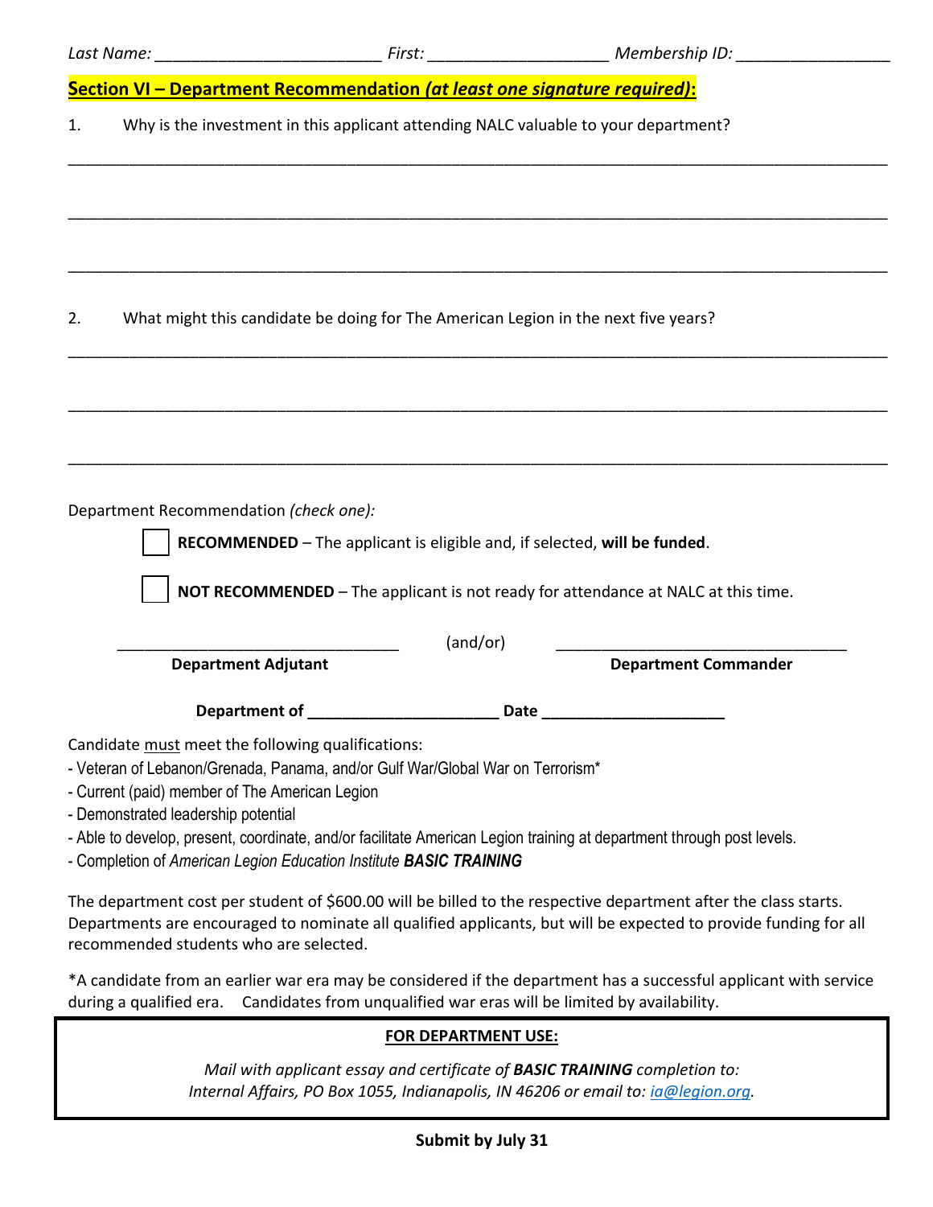*Last Name:* ________________________ *First:* ___________________ *Membership ID:* ________________

**Section VI – Department Recommendation *(at least one signature required)*:**

1. Why is the investment in this applicant attending NALC valuable to your department?

____________________________________________________________________________________

____________________________________________________________________________________

____________________________________________________________________________________

2. What might this candidate be doing for The American Legion in the next five years?

____________________________________________________________________________________

____________________________________________________________________________________

____________________________________________________________________________________

Department Recommendation *(check one)*:

☐ **RECOMMENDED** – The applicant is eligible and, if selected, **will be funded**.

☐ **NOT RECOMMENDED** – The applicant is not ready for attendance at NALC at this time.

________________________________ (and/or) ________________________________

**Department Adjutant** **Department Commander**

**Department of** _____________________ **Date** _____________________

Candidate <u>must</u> meet the following qualifications:

- Veteran of Lebanon/Grenada, Panama, and/or Gulf War/Global War on Terrorism*
- Current (paid) member of The American Legion
- Demonstrated leadership potential
- Able to develop, present, coordinate, and/or facilitate American Legion training at department through post levels.
- Completion of *American Legion Education Institute* ***BASIC TRAINING***

The department cost per student of $600.00 will be billed to the respective department after the class starts. Departments are encouraged to nominate all qualified applicants, but will be expected to provide funding for all recommended students who are selected.

*A candidate from an earlier war era may be considered if the department has a successful applicant with service during a qualified era. Candidates from unqualified war eras will be limited by availability.

**<u>FOR DEPARTMENT USE:</u>**

*Mail with applicant essay and certificate of* ***BASIC TRAINING*** *completion to:*
*Internal Affairs, PO Box 1055, Indianapolis, IN 46206 or email to: ia@legion.org.*

**Submit by July 31**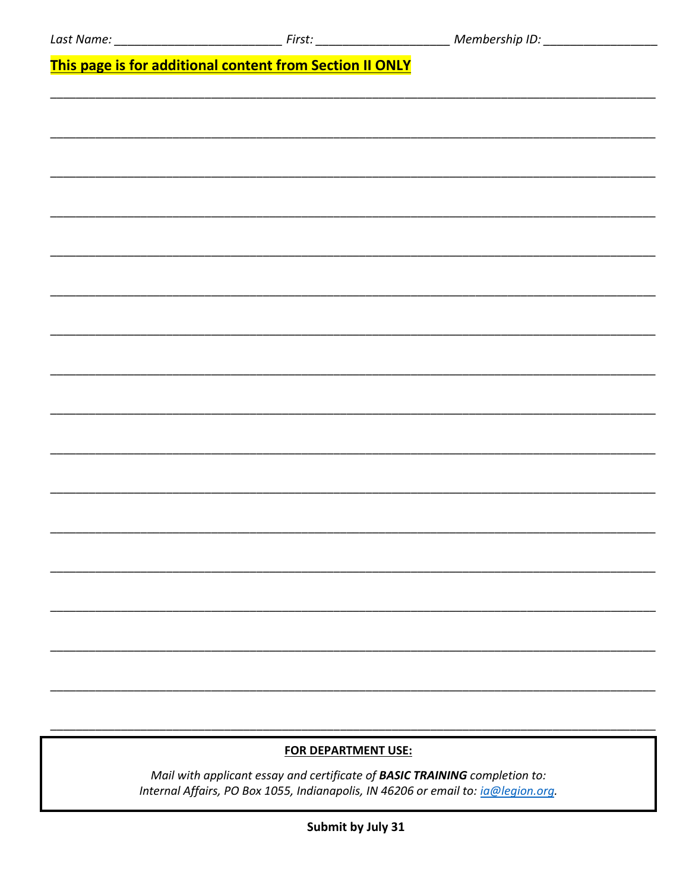Last Name: ________________________ First: ___________________ Membership ID: ________________

**This page is for additional content from Section II ONLY**

______________________________________________________________________________________

______________________________________________________________________________________

______________________________________________________________________________________

______________________________________________________________________________________

______________________________________________________________________________________

______________________________________________________________________________________

______________________________________________________________________________________

______________________________________________________________________________________

______________________________________________________________________________________

______________________________________________________________________________________

______________________________________________________________________________________

______________________________________________________________________________________

______________________________________________________________________________________

______________________________________________________________________________________

______________________________________________________________________________________

______________________________________________________________________________________

______________________________________________________________________________________

**FOR DEPARTMENT USE:**

*Mail with applicant essay and certificate of **BASIC TRAINING** completion to:*
*Internal Affairs, PO Box 1055, Indianapolis, IN 46206 or email to: [ia@legion.org](mailto:ia@legion.org).*

**Submit by July 31**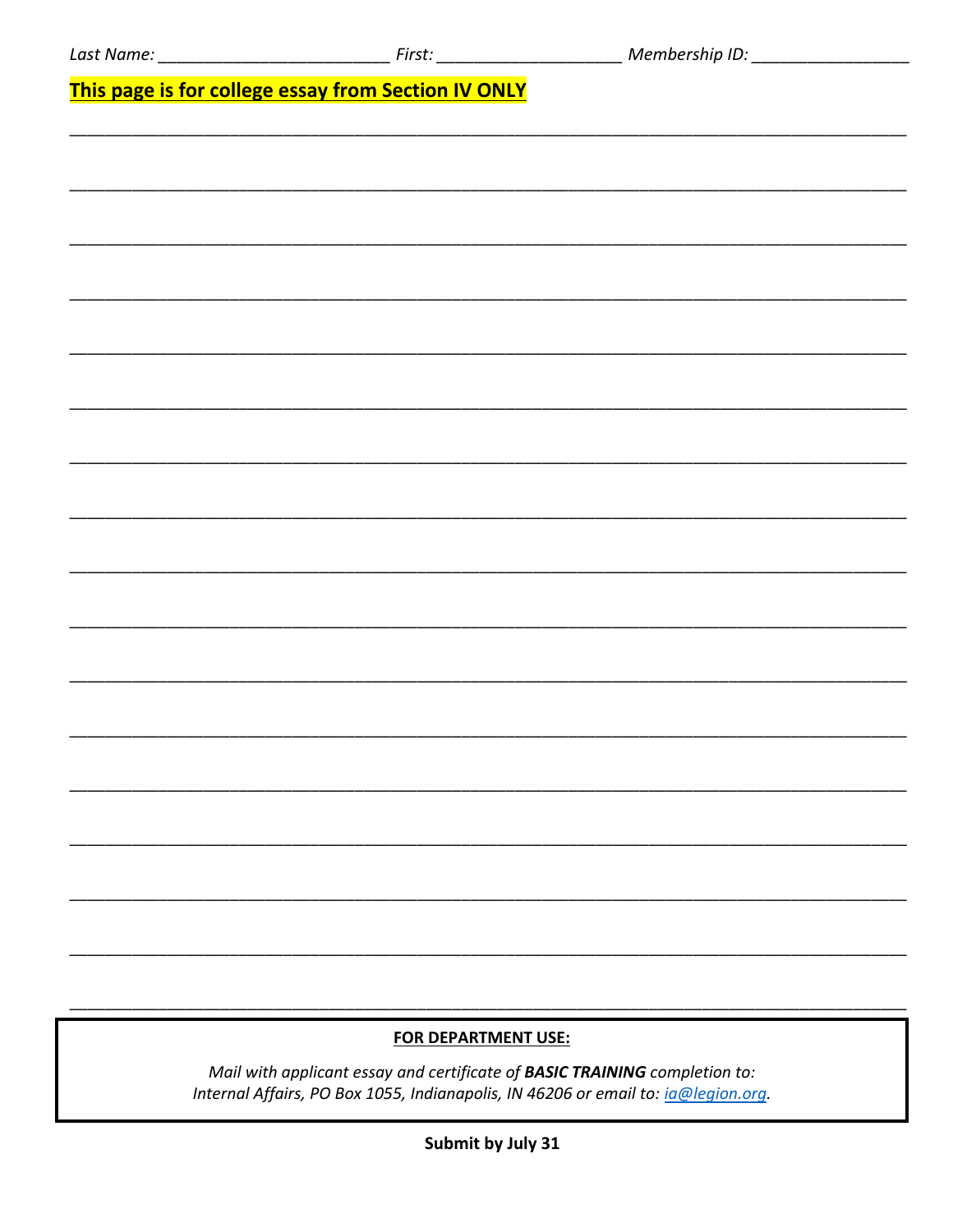*Last Name:* ________________________ *First:* ___________________ *Membership ID:* ________________

**This page is for college essay from Section IV ONLY**

___________________________________________________________________________________________

___________________________________________________________________________________________

___________________________________________________________________________________________

___________________________________________________________________________________________

___________________________________________________________________________________________

___________________________________________________________________________________________

___________________________________________________________________________________________

___________________________________________________________________________________________

___________________________________________________________________________________________

___________________________________________________________________________________________

___________________________________________________________________________________________

___________________________________________________________________________________________

___________________________________________________________________________________________

___________________________________________________________________________________________

___________________________________________________________________________________________

___________________________________________________________________________________________

___________________________________________________________________________________________

**FOR DEPARTMENT USE:**

*Mail with applicant essay and certificate of **BASIC TRAINING** completion to:*
*Internal Affairs, PO Box 1055, Indianapolis, IN 46206 or email to: ia@legion.org.*

**Submit by July 31**